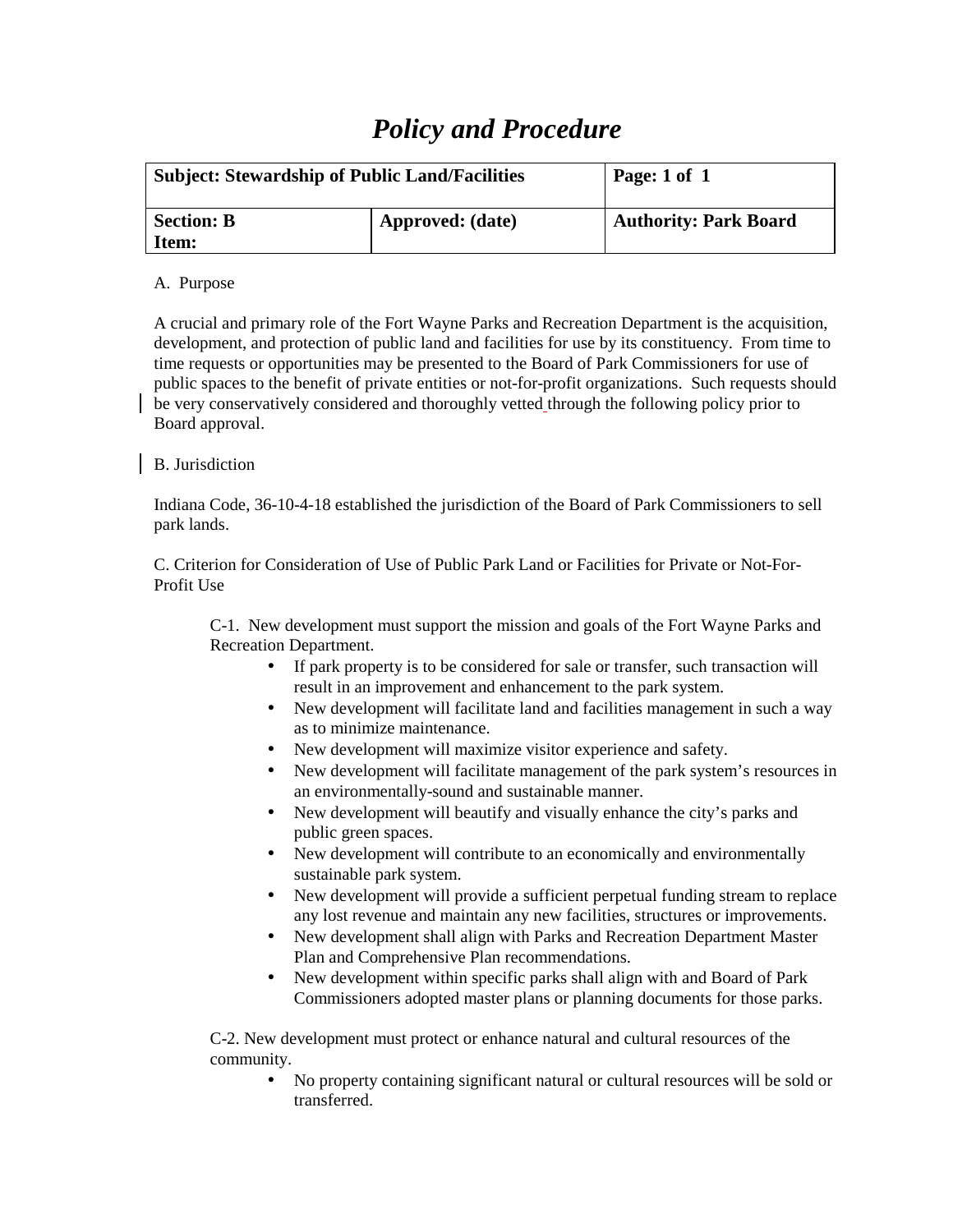# *Policy and Procedure*

| Subject: Stewardship of Public Land/Facilities | | Page: 1 of 1 |
|---|---|---|
| **Section: B**<br>**Item:** | **Approved: (date)** | **Authority: Park Board** |

A. Purpose

A crucial and primary role of the Fort Wayne Parks and Recreation Department is the acquisition, development, and protection of public land and facilities for use by its constituency. From time to time requests or opportunities may be presented to the Board of Park Commissioners for use of public spaces to the benefit of private entities or not-for-profit organizations. Such requests should be very conservatively considered and thoroughly vetted through the following policy prior to Board approval.

B. Jurisdiction

Indiana Code, 36-10-4-18 established the jurisdiction of the Board of Park Commissioners to sell park lands.

C. Criterion for Consideration of Use of Public Park Land or Facilities for Private or Not-For-Profit Use

C-1. New development must support the mission and goals of the Fort Wayne Parks and Recreation Department.

- If park property is to be considered for sale or transfer, such transaction will result in an improvement and enhancement to the park system.
- New development will facilitate land and facilities management in such a way as to minimize maintenance.
- New development will maximize visitor experience and safety.
- New development will facilitate management of the park system's resources in an environmentally-sound and sustainable manner.
- New development will beautify and visually enhance the city's parks and public green spaces.
- New development will contribute to an economically and environmentally sustainable park system.
- New development will provide a sufficient perpetual funding stream to replace any lost revenue and maintain any new facilities, structures or improvements.
- New development shall align with Parks and Recreation Department Master Plan and Comprehensive Plan recommendations.
- New development within specific parks shall align with and Board of Park Commissioners adopted master plans or planning documents for those parks.

C-2. New development must protect or enhance natural and cultural resources of the community.

- No property containing significant natural or cultural resources will be sold or transferred.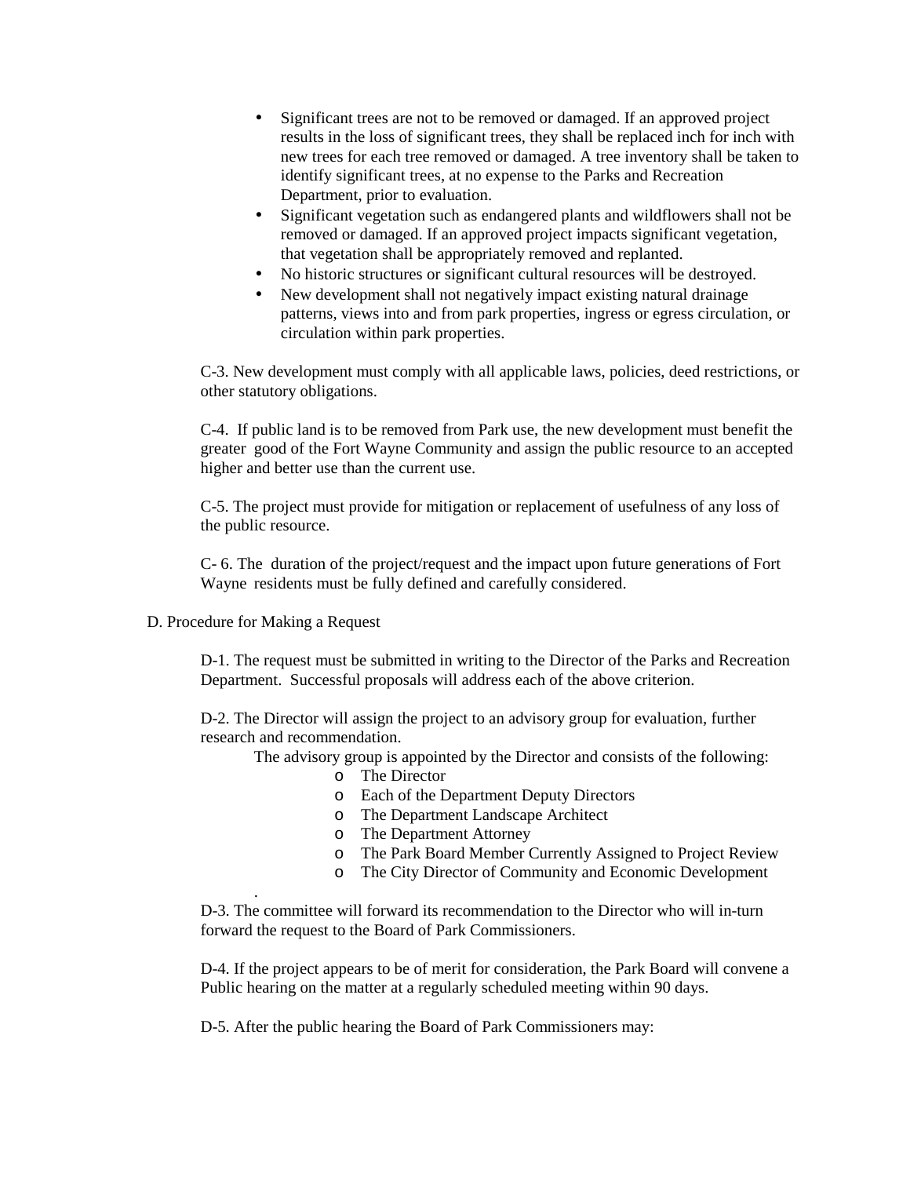- Significant trees are not to be removed or damaged. If an approved project results in the loss of significant trees, they shall be replaced inch for inch with new trees for each tree removed or damaged. A tree inventory shall be taken to identify significant trees, at no expense to the Parks and Recreation Department, prior to evaluation.
- Significant vegetation such as endangered plants and wildflowers shall not be removed or damaged. If an approved project impacts significant vegetation, that vegetation shall be appropriately removed and replanted.
- No historic structures or significant cultural resources will be destroyed.
- New development shall not negatively impact existing natural drainage patterns, views into and from park properties, ingress or egress circulation, or circulation within park properties.

C-3. New development must comply with all applicable laws, policies, deed restrictions, or other statutory obligations.

C-4. If public land is to be removed from Park use, the new development must benefit the greater good of the Fort Wayne Community and assign the public resource to an accepted higher and better use than the current use.

C-5. The project must provide for mitigation or replacement of usefulness of any loss of the public resource.

C- 6. The duration of the project/request and the impact upon future generations of Fort Wayne residents must be fully defined and carefully considered.

D. Procedure for Making a Request

D-1. The request must be submitted in writing to the Director of the Parks and Recreation Department. Successful proposals will address each of the above criterion.

D-2. The Director will assign the project to an advisory group for evaluation, further research and recommendation.

The advisory group is appointed by the Director and consists of the following:

- The Director
- Each of the Department Deputy Directors
- The Department Landscape Architect
- The Department Attorney
- The Park Board Member Currently Assigned to Project Review
- The City Director of Community and Economic Development

D-3. The committee will forward its recommendation to the Director who will in-turn forward the request to the Board of Park Commissioners.

D-4. If the project appears to be of merit for consideration, the Park Board will convene a Public hearing on the matter at a regularly scheduled meeting within 90 days.

D-5. After the public hearing the Board of Park Commissioners may: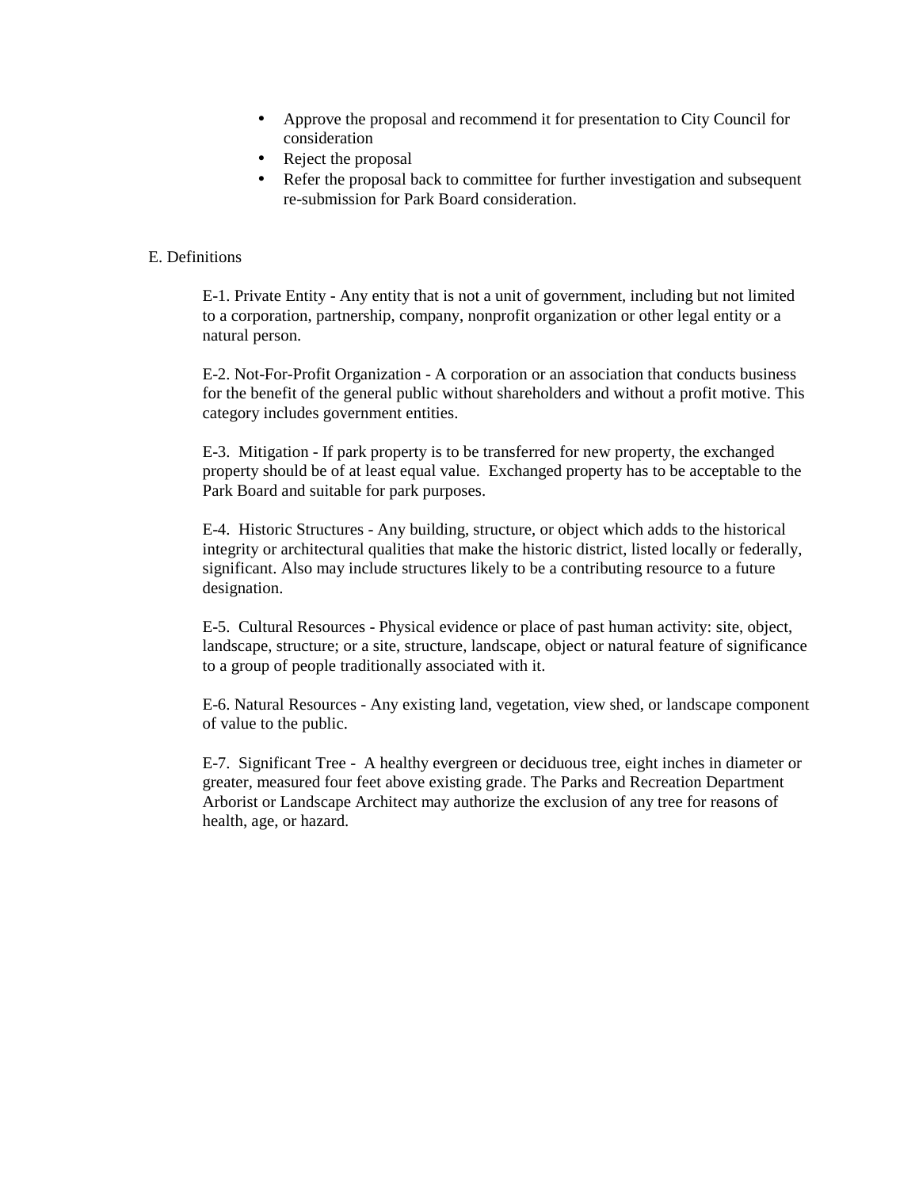- Approve the proposal and recommend it for presentation to City Council for consideration
- Reject the proposal
- Refer the proposal back to committee for further investigation and subsequent re-submission for Park Board consideration.

E. Definitions

E-1. Private Entity - Any entity that is not a unit of government, including but not limited to a corporation, partnership, company, nonprofit organization or other legal entity or a natural person.

E-2. Not-For-Profit Organization - A corporation or an association that conducts business for the benefit of the general public without shareholders and without a profit motive. This category includes government entities.

E-3. Mitigation - If park property is to be transferred for new property, the exchanged property should be of at least equal value. Exchanged property has to be acceptable to the Park Board and suitable for park purposes.

E-4. Historic Structures - Any building, structure, or object which adds to the historical integrity or architectural qualities that make the historic district, listed locally or federally, significant. Also may include structures likely to be a contributing resource to a future designation.

E-5. Cultural Resources - Physical evidence or place of past human activity: site, object, landscape, structure; or a site, structure, landscape, object or natural feature of significance to a group of people traditionally associated with it.

E-6. Natural Resources - Any existing land, vegetation, view shed, or landscape component of value to the public.

E-7. Significant Tree - A healthy evergreen or deciduous tree, eight inches in diameter or greater, measured four feet above existing grade. The Parks and Recreation Department Arborist or Landscape Architect may authorize the exclusion of any tree for reasons of health, age, or hazard.